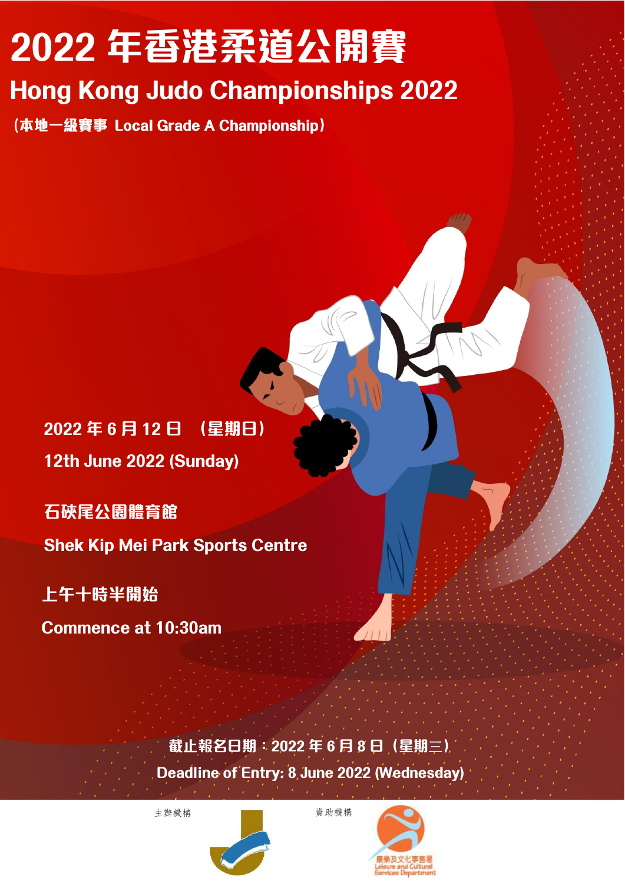# 2022 年香港柔道公開賽

## Hong Kong Judo Championships 2022

（本地一級賽事 Local Grade A Championship）

2022 年 6 月 12 日 （星期日）

12th June 2022 (Sunday)

石硤尾公園體育館

Shek Kip Mei Park Sports Centre

上午十時半開始

Commence at 10:30am

截止報名日期：2022 年 6 月 8 日（星期三）

Deadline of Entry: 8 June 2022 (Wednesday)

主辦機構

資助機構

康樂及文化事務署
Leisure and Cultural Services Department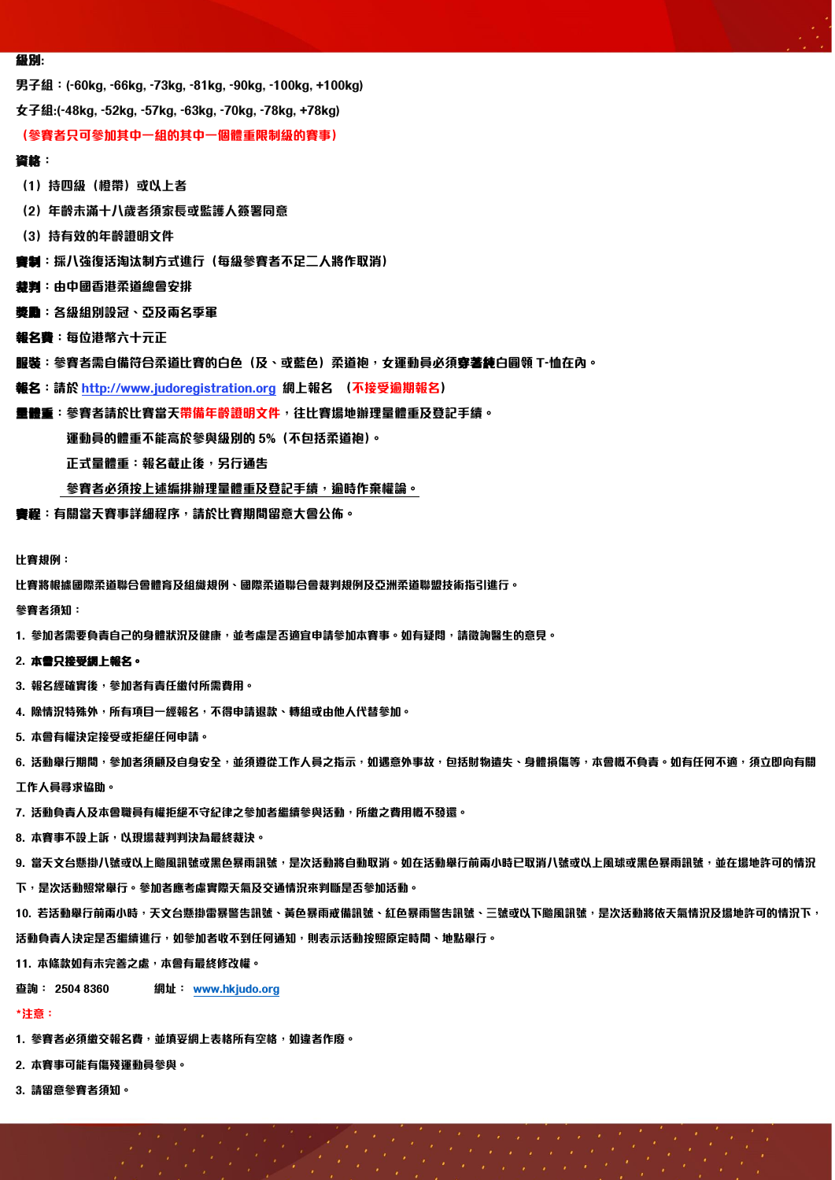**級別:**

男子組：(-60kg, -66kg, -73kg, -81kg, -90kg, -100kg, +100kg)

女子組:(-48kg, -52kg, -57kg, -63kg, -70kg, -78kg, +78kg)

**（參賽者只可參加其中一組的其中一個體重限制級的賽事）**

**資格：**

（1）持四級（橙帶）或以上者

（2）年齡未滿十八歲者須家長或監護人簽署同意

（3）持有效的年齡證明文件

**賽制**：採八強復活淘汰制方式進行（每級參賽者不足二人將作取消）

**裁判**：由中國香港柔道總會安排

**獎勵**：各級組別設冠、亞及兩名季軍

**報名費**：每位港幣六十元正

**服裝**：參賽者需自備符合柔道比賽的白色（及、或藍色）柔道袍，女運動員必須**穿著純**白圓領 T-恤在內。

**報名**：請於 http://www.judoregistration.org 網上報名 **（不接受逾期報名）**

**量體重**：參賽者請於比賽當天**帶備年齡證明文件**，往比賽場地辦理量體重及登記手續。

運動員的體重不能高於參與級別的 5%（不包括柔道袍）。

正式量體重：報名截止後，另行通告

參賽者必須按上述編排辦理量體重及登記手續，逾時作棄權論。

**賽程**：有關當天賽事詳細程序，請於比賽期間留意大會公佈。

**比賽規例：**

比賽將根據國際柔道聯合會體育及組織規例、國際柔道聯合會裁判規例及亞洲柔道聯盟技術指引進行。

**參賽者須知：**

1. 參加者需要負責自己的身體狀況及健康，並考慮是否適宜申請參加本賽事。如有疑問，請徵詢醫生的意見。
2. **本會只接受網上報名。**
3. 報名經確實後，參加者有責任繳付所需費用。
4. 除情況特殊外，所有項目一經報名，不得申請退款、轉組或由他人代替參加。
5. 本會有權決定接受或拒絕任何申請。
6. 活動舉行期間，參加者須顧及自身安全，並須遵從工作人員之指示，如遇意外事故，包括財物遺失、身體損傷等，本會概不負責。如有任何不適，須立即向有關工作人員尋求協助。
7. 活動負責人及本會職員有權拒絕不守紀律之參加者繼續參與活動，所繳之費用概不發還。
8. 本賽事不設上訴，以現場裁判判決為最終裁決。
9. 當天文台懸掛八號或以上颱風訊號或黑色暴雨訊號，是次活動將自動取消。如在活動舉行前兩小時已取消八號或以上風球或黑色暴雨訊號，並在場地許可的情況下，是次活動照常舉行。參加者應考慮實際天氣及交通情況來判斷是否參加活動。
10. 若活動舉行前兩小時，天文台懸掛雷暴警告訊號、黃色暴雨戒備訊號、紅色暴雨警告訊號、三號或以下颱風訊號，是次活動將依天氣情況及場地許可的情況下，活動負責人決定是否繼續進行，如參加者收不到任何通知，則表示活動按照原定時間、地點舉行。
11. 本條款如有未完善之處，本會有最終修改權。

查詢： 2504 8360 網址： www.hkjudo.org

***注意：**

1. 參賽者必須繳交報名費，並填妥網上表格所有空格，如違者作廢。
2. 本賽事可能有傷殘運動員參與。
3. 請留意參賽者須知。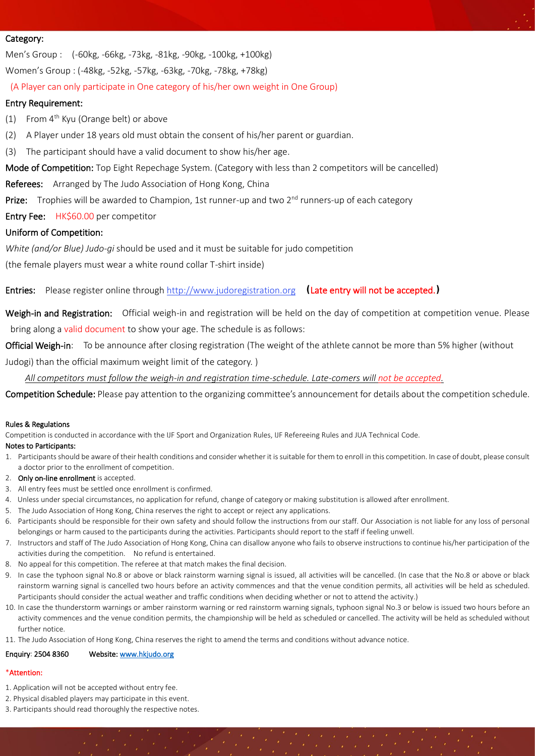**Category:**

Men's Group : (-60kg, -66kg, -73kg, -81kg, -90kg, -100kg, +100kg)

Women's Group : (-48kg, -52kg, -57kg, -63kg, -70kg, -78kg, +78kg)

(A Player can only participate in One category of his/her own weight in One Group)

**Entry Requirement:**

(1) From 4th Kyu (Orange belt) or above

(2) A Player under 18 years old must obtain the consent of his/her parent or guardian.

(3) The participant should have a valid document to show his/her age.

**Mode of Competition:** Top Eight Repechage System. (Category with less than 2 competitors will be cancelled)

**Referees:** Arranged by The Judo Association of Hong Kong, China

**Prize:** Trophies will be awarded to Champion, 1st runner-up and two 2nd runners-up of each category

**Entry Fee:** HK$60.00 per competitor

**Uniform of Competition:**

*White (and/or Blue) Judo-gi* should be used and it must be suitable for judo competition

(the female players must wear a white round collar T-shirt inside)

**Entries:** Please register online through http://www.judoregistration.org **(**Late entry will not be accepted.**)**

**Weigh-in and Registration:** Official weigh-in and registration will be held on the day of competition at competition venue. Please bring along a valid document to show your age. The schedule is as follows:

**Official Weigh-in**: To be announce after closing registration (The weight of the athlete cannot be more than 5% higher (without Judogi) than the official maximum weight limit of the category. )

*All competitors must follow the weigh-in and registration time-schedule. Late-comers will not be accepted.*

**Competition Schedule:** Please pay attention to the organizing committee's announcement for details about the competition schedule.

**Rules & Regulations**

Competition is conducted in accordance with the IJF Sport and Organization Rules, IJF Refereeing Rules and JUA Technical Code.

**Notes to Participants:**

1. Participants should be aware of their health conditions and consider whether it is suitable for them to enroll in this competition. In case of doubt, please consult a doctor prior to the enrollment of competition.
2. **Only on-line enrollment** is accepted.
3. All entry fees must be settled once enrollment is confirmed.
4. Unless under special circumstances, no application for refund, change of category or making substitution is allowed after enrollment.
5. The Judo Association of Hong Kong, China reserves the right to accept or reject any applications.
6. Participants should be responsible for their own safety and should follow the instructions from our staff. Our Association is not liable for any loss of personal belongings or harm caused to the participants during the activities. Participants should report to the staff if feeling unwell.
7. Instructors and staff of The Judo Association of Hong Kong, China can disallow anyone who fails to observe instructions to continue his/her participation of the activities during the competition. No refund is entertained.
8. No appeal for this competition. The referee at that match makes the final decision.
9. In case the typhoon signal No.8 or above or black rainstorm warning signal is issued, all activities will be cancelled. (In case that the No.8 or above or black rainstorm warning signal is cancelled two hours before an activity commences and that the venue condition permits, all activities will be held as scheduled. Participants should consider the actual weather and traffic conditions when deciding whether or not to attend the activity.)
10. In case the thunderstorm warnings or amber rainstorm warning or red rainstorm warning signals, typhoon signal No.3 or below is issued two hours before an activity commences and the venue condition permits, the championship will be held as scheduled or cancelled. The activity will be held as scheduled without further notice.
11. The Judo Association of Hong Kong, China reserves the right to amend the terms and conditions without advance notice.

**Enquiry**: **2504 8360** **Website:** www.hkjudo.org

*Attention:

1. Application will not be accepted without entry fee.
2. Physical disabled players may participate in this event.
3. Participants should read thoroughly the respective notes.